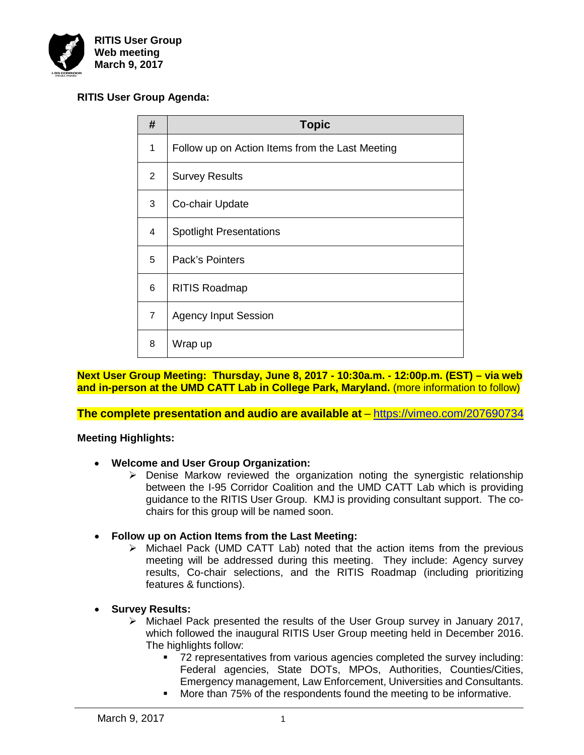**RITIS User Group**
**Web meeting**
**March 9, 2017**

**RITIS User Group Agenda:**

| # | Topic |
|---|---|
| 1 | Follow up on Action Items from the Last Meeting |
| 2 | Survey Results |
| 3 | Co-chair Update |
| 4 | Spotlight Presentations |
| 5 | Pack's Pointers |
| 6 | RITIS Roadmap |
| 7 | Agency Input Session |
| 8 | Wrap up |

**Next User Group Meeting: Thursday, June 8, 2017 - 10:30a.m. - 12:00p.m. (EST) – via web and in-person at the UMD CATT Lab in College Park, Maryland.** (more information to follow)

**The complete presentation and audio are available at** – https://vimeo.com/207690734

**Meeting Highlights:**

- **Welcome and User Group Organization:**
  - Denise Markow reviewed the organization noting the synergistic relationship between the I-95 Corridor Coalition and the UMD CATT Lab which is providing guidance to the RITIS User Group. KMJ is providing consultant support. The co-chairs for this group will be named soon.

- **Follow up on Action Items from the Last Meeting:**
  - Michael Pack (UMD CATT Lab) noted that the action items from the previous meeting will be addressed during this meeting. They include: Agency survey results, Co-chair selections, and the RITIS Roadmap (including prioritizing features & functions).

- **Survey Results:**
  - Michael Pack presented the results of the User Group survey in January 2017, which followed the inaugural RITIS User Group meeting held in December 2016. The highlights follow:
    - 72 representatives from various agencies completed the survey including: Federal agencies, State DOTs, MPOs, Authorities, Counties/Cities, Emergency management, Law Enforcement, Universities and Consultants.
    - More than 75% of the respondents found the meeting to be informative.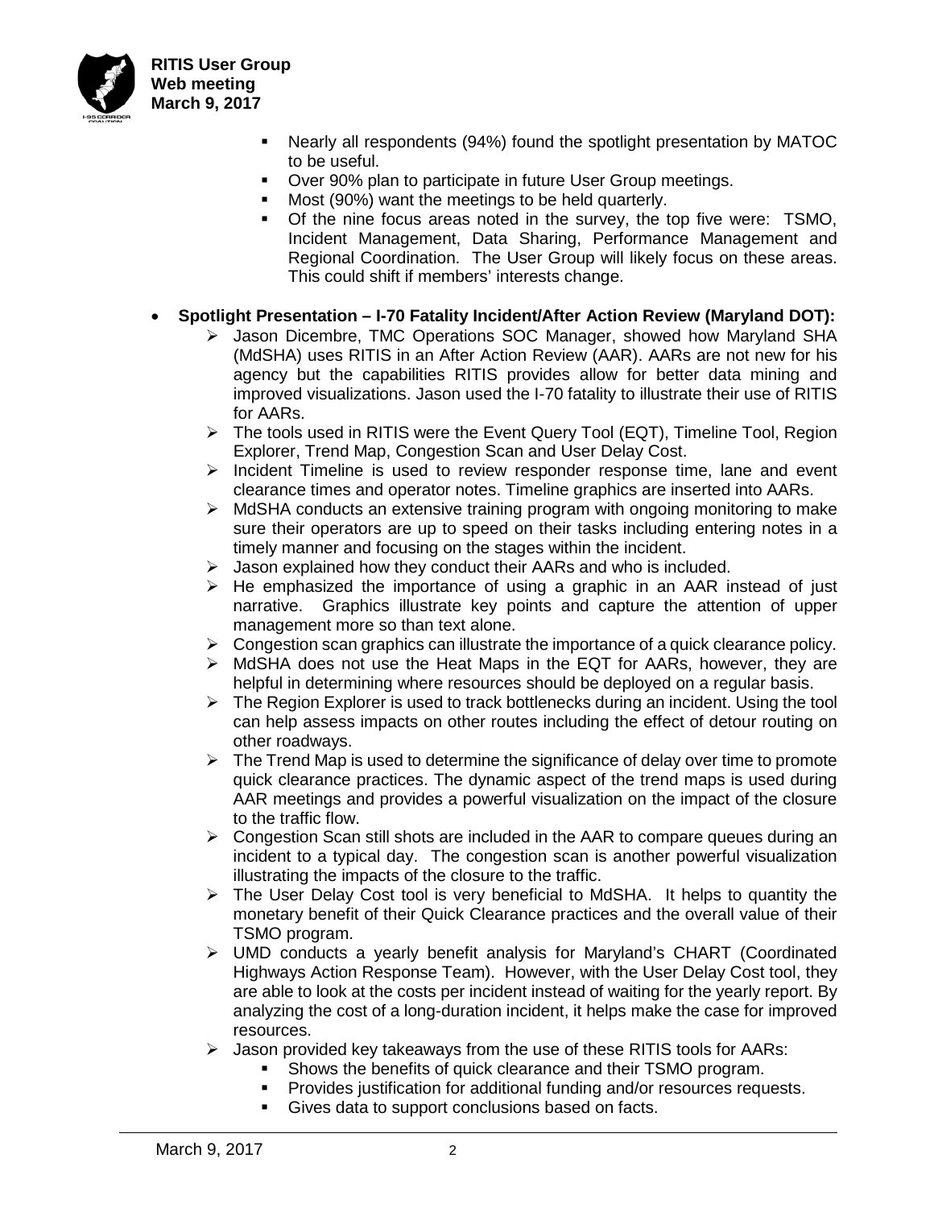- Nearly all respondents (94%) found the spotlight presentation by MATOC to be useful.
- Over 90% plan to participate in future User Group meetings.
- Most (90%) want the meetings to be held quarterly.
- Of the nine focus areas noted in the survey, the top five were: TSMO, Incident Management, Data Sharing, Performance Management and Regional Coordination. The User Group will likely focus on these areas. This could shift if members' interests change.

- **Spotlight Presentation – I-70 Fatality Incident/After Action Review (Maryland DOT):**
  - Jason Dicembre, TMC Operations SOC Manager, showed how Maryland SHA (MdSHA) uses RITIS in an After Action Review (AAR). AARs are not new for his agency but the capabilities RITIS provides allow for better data mining and improved visualizations. Jason used the I-70 fatality to illustrate their use of RITIS for AARs.
  - The tools used in RITIS were the Event Query Tool (EQT), Timeline Tool, Region Explorer, Trend Map, Congestion Scan and User Delay Cost.
  - Incident Timeline is used to review responder response time, lane and event clearance times and operator notes. Timeline graphics are inserted into AARs.
  - MdSHA conducts an extensive training program with ongoing monitoring to make sure their operators are up to speed on their tasks including entering notes in a timely manner and focusing on the stages within the incident.
  - Jason explained how they conduct their AARs and who is included.
  - He emphasized the importance of using a graphic in an AAR instead of just narrative. Graphics illustrate key points and capture the attention of upper management more so than text alone.
  - Congestion scan graphics can illustrate the importance of a quick clearance policy.
  - MdSHA does not use the Heat Maps in the EQT for AARs, however, they are helpful in determining where resources should be deployed on a regular basis.
  - The Region Explorer is used to track bottlenecks during an incident. Using the tool can help assess impacts on other routes including the effect of detour routing on other roadways.
  - The Trend Map is used to determine the significance of delay over time to promote quick clearance practices. The dynamic aspect of the trend maps is used during AAR meetings and provides a powerful visualization on the impact of the closure to the traffic flow.
  - Congestion Scan still shots are included in the AAR to compare queues during an incident to a typical day. The congestion scan is another powerful visualization illustrating the impacts of the closure to the traffic.
  - The User Delay Cost tool is very beneficial to MdSHA. It helps to quantity the monetary benefit of their Quick Clearance practices and the overall value of their TSMO program.
  - UMD conducts a yearly benefit analysis for Maryland's CHART (Coordinated Highways Action Response Team). However, with the User Delay Cost tool, they are able to look at the costs per incident instead of waiting for the yearly report. By analyzing the cost of a long-duration incident, it helps make the case for improved resources.
  - Jason provided key takeaways from the use of these RITIS tools for AARs:
    - Shows the benefits of quick clearance and their TSMO program.
    - Provides justification for additional funding and/or resources requests.
    - Gives data to support conclusions based on facts.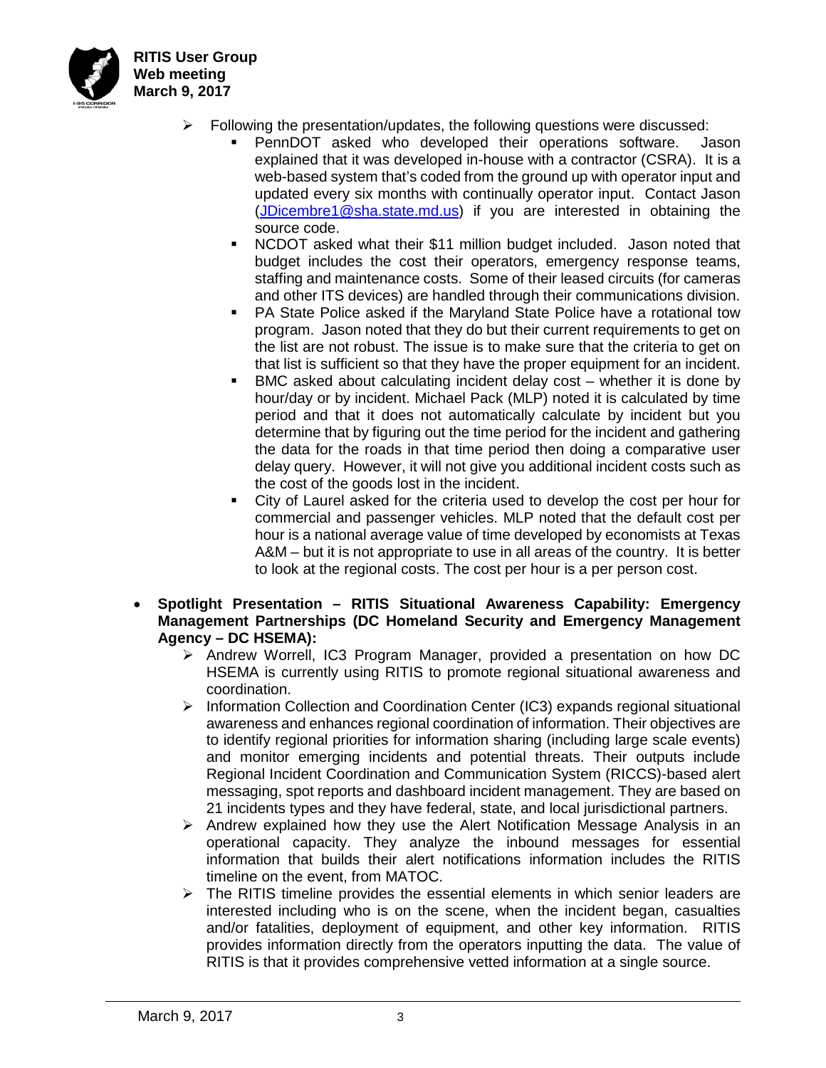- Following the presentation/updates, the following questions were discussed:
  - PennDOT asked who developed their operations software. Jason explained that it was developed in-house with a contractor (CSRA). It is a web-based system that's coded from the ground up with operator input and updated every six months with continually operator input. Contact Jason (JDicembre1@sha.state.md.us) if you are interested in obtaining the source code.
  - NCDOT asked what their $11 million budget included. Jason noted that budget includes the cost their operators, emergency response teams, staffing and maintenance costs. Some of their leased circuits (for cameras and other ITS devices) are handled through their communications division.
  - PA State Police asked if the Maryland State Police have a rotational tow program. Jason noted that they do but their current requirements to get on the list are not robust. The issue is to make sure that the criteria to get on that list is sufficient so that they have the proper equipment for an incident.
  - BMC asked about calculating incident delay cost – whether it is done by hour/day or by incident. Michael Pack (MLP) noted it is calculated by time period and that it does not automatically calculate by incident but you determine that by figuring out the time period for the incident and gathering the data for the roads in that time period then doing a comparative user delay query. However, it will not give you additional incident costs such as the cost of the goods lost in the incident.
  - City of Laurel asked for the criteria used to develop the cost per hour for commercial and passenger vehicles. MLP noted that the default cost per hour is a national average value of time developed by economists at Texas A&M – but it is not appropriate to use in all areas of the country. It is better to look at the regional costs. The cost per hour is a per person cost.

- **Spotlight Presentation – RITIS Situational Awareness Capability: Emergency Management Partnerships (DC Homeland Security and Emergency Management Agency – DC HSEMA):**
  - Andrew Worrell, IC3 Program Manager, provided a presentation on how DC HSEMA is currently using RITIS to promote regional situational awareness and coordination.
  - Information Collection and Coordination Center (IC3) expands regional situational awareness and enhances regional coordination of information. Their objectives are to identify regional priorities for information sharing (including large scale events) and monitor emerging incidents and potential threats. Their outputs include Regional Incident Coordination and Communication System (RICCS)-based alert messaging, spot reports and dashboard incident management. They are based on 21 incidents types and they have federal, state, and local jurisdictional partners.
  - Andrew explained how they use the Alert Notification Message Analysis in an operational capacity. They analyze the inbound messages for essential information that builds their alert notifications information includes the RITIS timeline on the event, from MATOC.
  - The RITIS timeline provides the essential elements in which senior leaders are interested including who is on the scene, when the incident began, casualties and/or fatalities, deployment of equipment, and other key information. RITIS provides information directly from the operators inputting the data. The value of RITIS is that it provides comprehensive vetted information at a single source.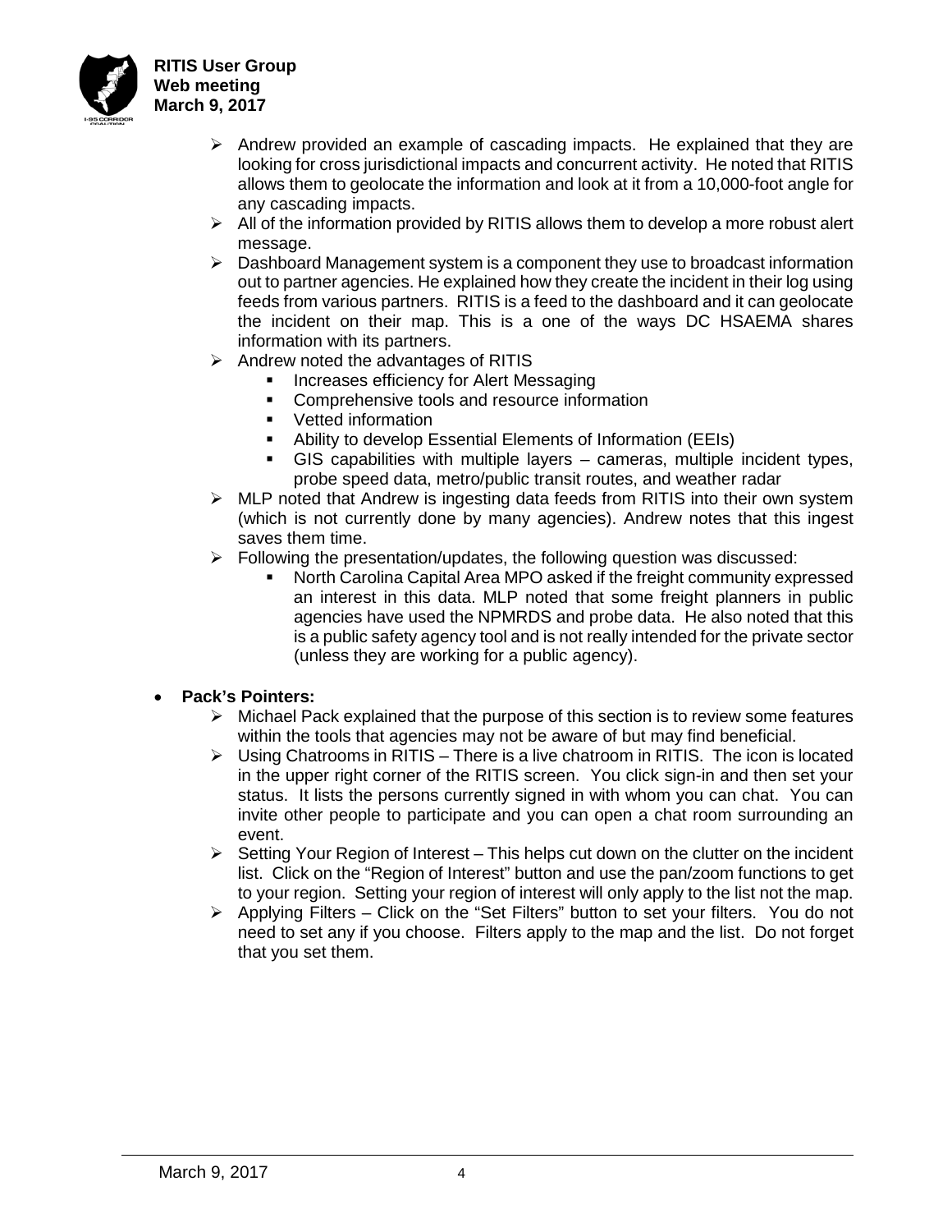- Andrew provided an example of cascading impacts. He explained that they are looking for cross jurisdictional impacts and concurrent activity. He noted that RITIS allows them to geolocate the information and look at it from a 10,000-foot angle for any cascading impacts.
- All of the information provided by RITIS allows them to develop a more robust alert message.
- Dashboard Management system is a component they use to broadcast information out to partner agencies. He explained how they create the incident in their log using feeds from various partners. RITIS is a feed to the dashboard and it can geolocate the incident on their map. This is a one of the ways DC HSAEMA shares information with its partners.
- Andrew noted the advantages of RITIS
  - Increases efficiency for Alert Messaging
  - Comprehensive tools and resource information
  - Vetted information
  - Ability to develop Essential Elements of Information (EEIs)
  - GIS capabilities with multiple layers – cameras, multiple incident types, probe speed data, metro/public transit routes, and weather radar
- MLP noted that Andrew is ingesting data feeds from RITIS into their own system (which is not currently done by many agencies). Andrew notes that this ingest saves them time.
- Following the presentation/updates, the following question was discussed:
  - North Carolina Capital Area MPO asked if the freight community expressed an interest in this data. MLP noted that some freight planners in public agencies have used the NPMRDS and probe data. He also noted that this is a public safety agency tool and is not really intended for the private sector (unless they are working for a public agency).

- **Pack's Pointers:**
  - Michael Pack explained that the purpose of this section is to review some features within the tools that agencies may not be aware of but may find beneficial.
  - Using Chatrooms in RITIS – There is a live chatroom in RITIS. The icon is located in the upper right corner of the RITIS screen. You click sign-in and then set your status. It lists the persons currently signed in with whom you can chat. You can invite other people to participate and you can open a chat room surrounding an event.
  - Setting Your Region of Interest – This helps cut down on the clutter on the incident list. Click on the "Region of Interest" button and use the pan/zoom functions to get to your region. Setting your region of interest will only apply to the list not the map.
  - Applying Filters – Click on the "Set Filters" button to set your filters. You do not need to set any if you choose. Filters apply to the map and the list. Do not forget that you set them.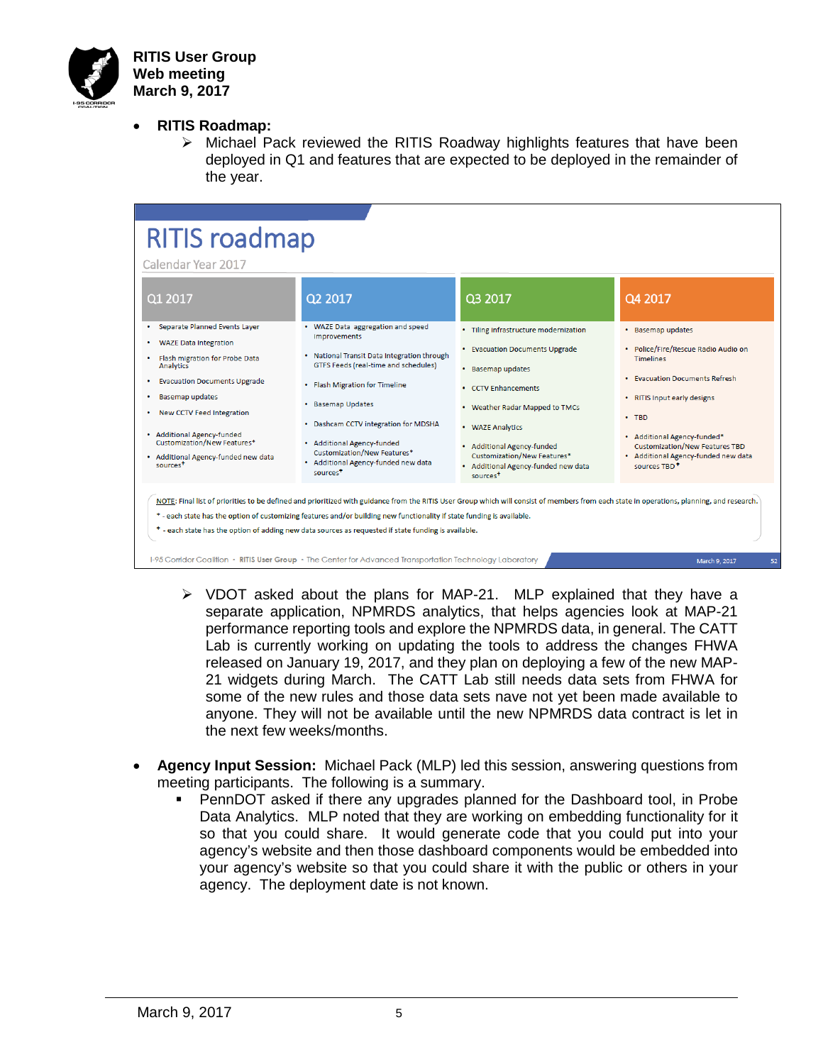- **RITIS Roadmap:**
  - ➢ Michael Pack reviewed the RITIS Roadway highlights features that have been deployed in Q1 and features that are expected to be deployed in the remainder of the year.

## RITIS roadmap

Calendar Year 2017

| Q1 2017 | Q2 2017 | Q3 2017 | Q4 2017 |
|---|---|---|---|
| • Separate Planned Events Layer<br>• WAZE Data Integration<br>• Flash migration for Probe Data Analytics<br>• Evacuation Documents Upgrade<br>• Basemap updates<br>• New CCTV Feed Integration<br>• Additional Agency-funded Customization/New Features*<br>• Additional Agency-funded new data sources+ | • WAZE Data aggregation and speed improvements<br>• National Transit Data Integration through GTFS Feeds (real-time and schedules)<br>• Flash Migration for Timeline<br>• Basemap Updates<br>• Dashcam CCTV integration for MDSHA<br>• Additional Agency-funded Customization/New Features*<br>• Additional Agency-funded new data sources+ | • Tiling infrastructure modernization<br>• Evacuation Documents Upgrade<br>• Basemap updates<br>• CCTV Enhancements<br>• Weather Radar Mapped to TMCs<br>• WAZE Analytics<br>• Additional Agency-funded Customization/New Features*<br>• Additional Agency-funded new data sources+ | • Basemap updates<br>• Police/Fire/Rescue Radio Audio on Timelines<br>• Evacuation Documents Refresh<br>• RITIS Input early designs<br>• TBD<br>• Additional Agency-funded* Customization/New Features TBD<br>• Additional Agency-funded new data sources TBD+ |

NOTE: Final list of priorities to be defined and prioritized with guidance from the RITIS User Group which will consist of members from each state in operations, planning, and research.

* - each state has the option of customizing features and/or building new functionality if state funding is available.

+ - each state has the option of adding new data sources as requested if state funding is available.

I-95 Corridor Coalition • RITIS User Group • The Center for Advanced Transportation Technology Laboratory — March 9, 2017 — 52

  - ➢ VDOT asked about the plans for MAP-21. MLP explained that they have a separate application, NPMRDS analytics, that helps agencies look at MAP-21 performance reporting tools and explore the NPMRDS data, in general. The CATT Lab is currently working on updating the tools to address the changes FHWA released on January 19, 2017, and they plan on deploying a few of the new MAP-21 widgets during March. The CATT Lab still needs data sets from FHWA for some of the new rules and those data sets have not yet been made available to anyone. They will not be available until the new NPMRDS data contract is let in the next few weeks/months.

- **Agency Input Session:** Michael Pack (MLP) led this session, answering questions from meeting participants. The following is a summary.
  - PennDOT asked if there any upgrades planned for the Dashboard tool, in Probe Data Analytics. MLP noted that they are working on embedding functionality for it so that you could share. It would generate code that you could put into your agency's website and then those dashboard components would be embedded into your agency's website so that you could share it with the public or others in your agency. The deployment date is not known.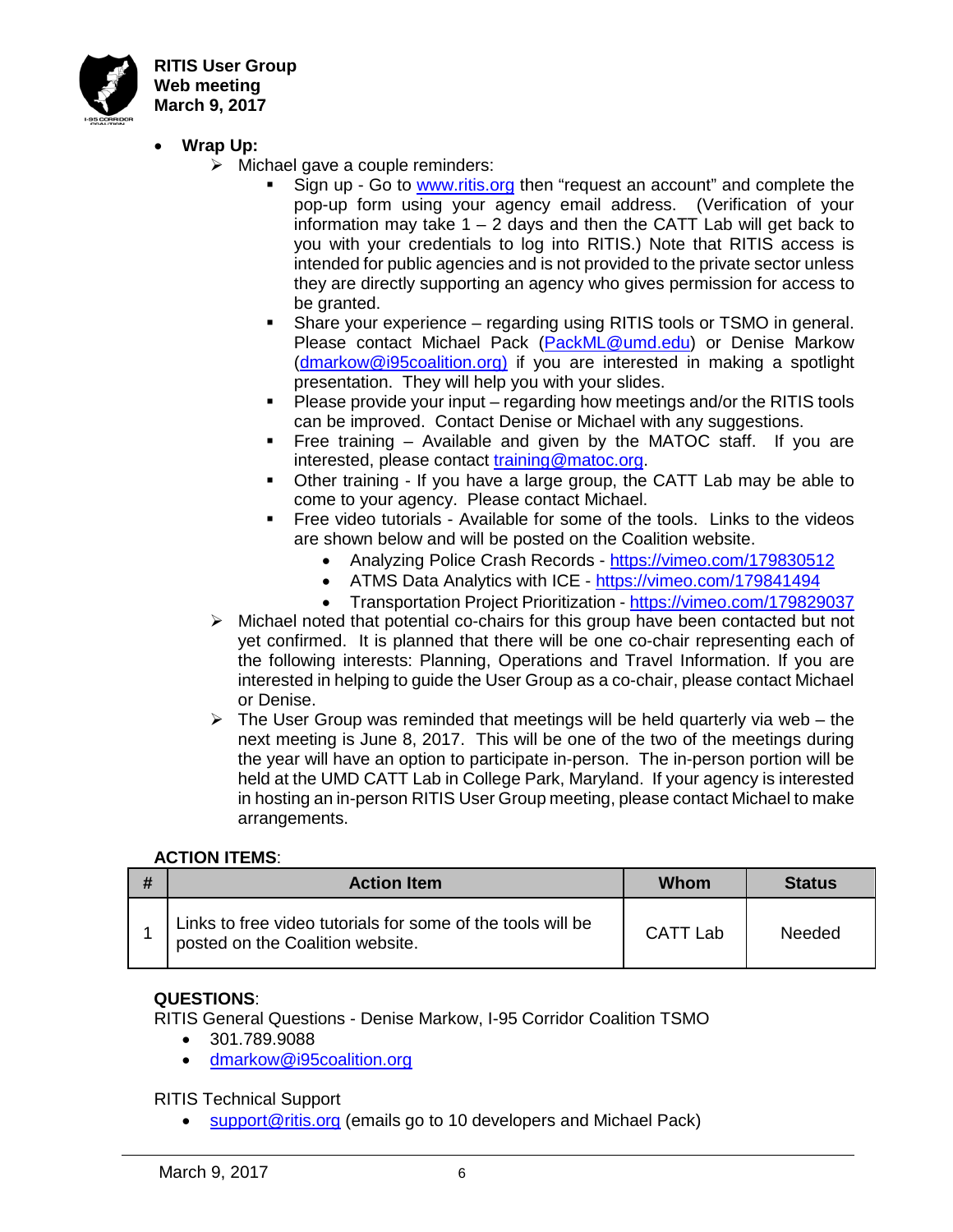- **Wrap Up:**
  - Michael gave a couple reminders:
    - Sign up - Go to [www.ritis.org](http://www.ritis.org) then "request an account" and complete the pop-up form using your agency email address. (Verification of your information may take 1 – 2 days and then the CATT Lab will get back to you with your credentials to log into RITIS.) Note that RITIS access is intended for public agencies and is not provided to the private sector unless they are directly supporting an agency who gives permission for access to be granted.
    - Share your experience – regarding using RITIS tools or TSMO in general. Please contact Michael Pack (PackML@umd.edu) or Denise Markow (dmarkow@i95coalition.org) if you are interested in making a spotlight presentation. They will help you with your slides.
    - Please provide your input – regarding how meetings and/or the RITIS tools can be improved. Contact Denise or Michael with any suggestions.
    - Free training – Available and given by the MATOC staff. If you are interested, please contact training@matoc.org.
    - Other training - If you have a large group, the CATT Lab may be able to come to your agency. Please contact Michael.
    - Free video tutorials - Available for some of the tools. Links to the videos are shown below and will be posted on the Coalition website.
      - Analyzing Police Crash Records - https://vimeo.com/179830512
      - ATMS Data Analytics with ICE - https://vimeo.com/179841494
      - Transportation Project Prioritization - https://vimeo.com/179829037
  - Michael noted that potential co-chairs for this group have been contacted but not yet confirmed. It is planned that there will be one co-chair representing each of the following interests: Planning, Operations and Travel Information. If you are interested in helping to guide the User Group as a co-chair, please contact Michael or Denise.
  - The User Group was reminded that meetings will be held quarterly via web – the next meeting is June 8, 2017. This will be one of the two of the meetings during the year will have an option to participate in-person. The in-person portion will be held at the UMD CATT Lab in College Park, Maryland. If your agency is interested in hosting an in-person RITIS User Group meeting, please contact Michael to make arrangements.

**ACTION ITEMS**:

| # | Action Item | Whom | Status |
|---|---|---|---|
| 1 | Links to free video tutorials for some of the tools will be posted on the Coalition website. | CATT Lab | Needed |

**QUESTIONS**:

RITIS General Questions - Denise Markow, I-95 Corridor Coalition TSMO

- 301.789.9088
- dmarkow@i95coalition.org

RITIS Technical Support

- support@ritis.org (emails go to 10 developers and Michael Pack)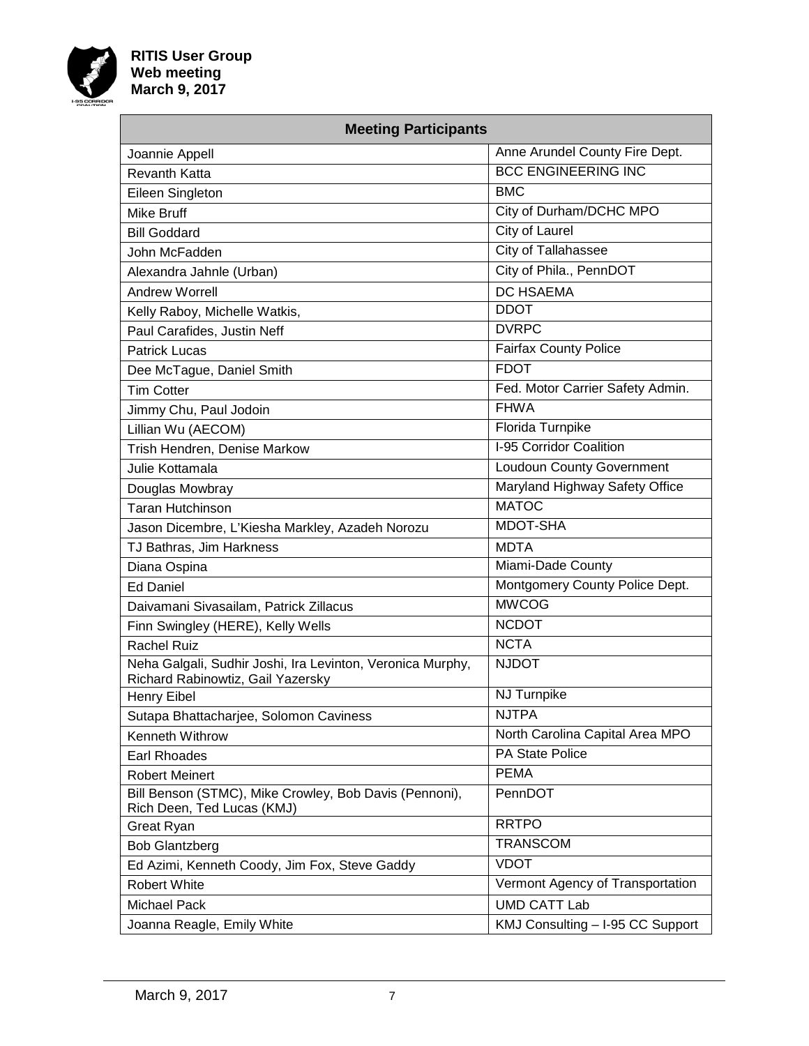| Meeting Participants | |
|---|---|
| Joannie Appell | Anne Arundel County Fire Dept. |
| Revanth Katta | BCC ENGINEERING INC |
| Eileen Singleton | BMC |
| Mike Bruff | City of Durham/DCHC MPO |
| Bill Goddard | City of Laurel |
| John McFadden | City of Tallahassee |
| Alexandra Jahnle (Urban) | City of Phila., PennDOT |
| Andrew Worrell | DC HSAEMA |
| Kelly Raboy, Michelle Watkis, | DDOT |
| Paul Carafides, Justin Neff | DVRPC |
| Patrick Lucas | Fairfax County Police |
| Dee McTague, Daniel Smith | FDOT |
| Tim Cotter | Fed. Motor Carrier Safety Admin. |
| Jimmy Chu, Paul Jodoin | FHWA |
| Lillian Wu (AECOM) | Florida Turnpike |
| Trish Hendren, Denise Markow | I-95 Corridor Coalition |
| Julie Kottamala | Loudoun County Government |
| Douglas Mowbray | Maryland Highway Safety Office |
| Taran Hutchinson | MATOC |
| Jason Dicembre, L'Kiesha Markley, Azadeh Norozu | MDOT-SHA |
| TJ Bathras, Jim Harkness | MDTA |
| Diana Ospina | Miami-Dade County |
| Ed Daniel | Montgomery County Police Dept. |
| Daivamani Sivasailam, Patrick Zillacus | MWCOG |
| Finn Swingley (HERE), Kelly Wells | NCDOT |
| Rachel Ruiz | NCTA |
| Neha Galgali, Sudhir Joshi, Ira Levinton, Veronica Murphy, Richard Rabinowtiz, Gail Yazersky | NJDOT |
| Henry Eibel | NJ Turnpike |
| Sutapa Bhattacharjee, Solomon Caviness | NJTPA |
| Kenneth Withrow | North Carolina Capital Area MPO |
| Earl Rhoades | PA State Police |
| Robert Meinert | PEMA |
| Bill Benson (STMC), Mike Crowley, Bob Davis (Pennoni), Rich Deen, Ted Lucas (KMJ) | PennDOT |
| Great Ryan | RRTPO |
| Bob Glantzberg | TRANSCOM |
| Ed Azimi, Kenneth Coody, Jim Fox, Steve Gaddy | VDOT |
| Robert White | Vermont Agency of Transportation |
| Michael Pack | UMD CATT Lab |
| Joanna Reagle, Emily White | KMJ Consulting – I-95 CC Support |